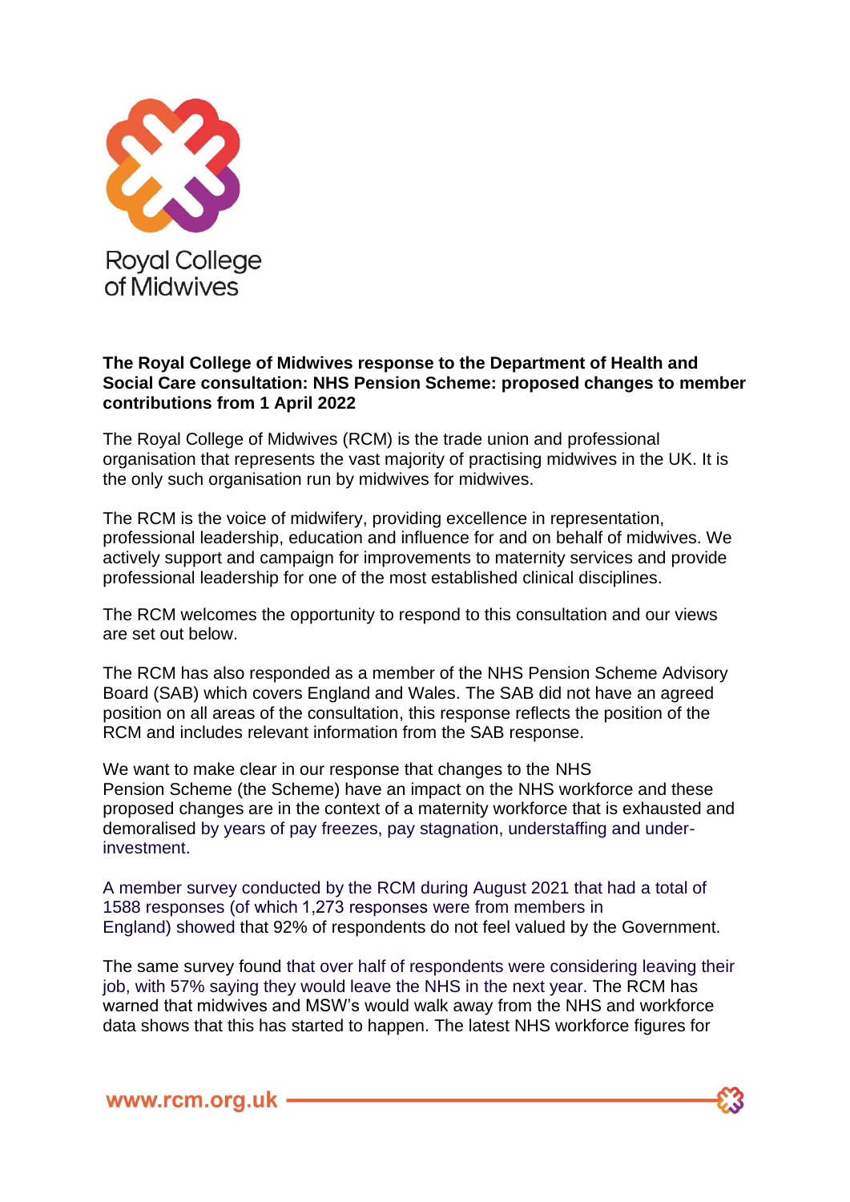Royal College of Midwives

**The Royal College of Midwives response to the Department of Health and Social Care consultation: NHS Pension Scheme: proposed changes to member contributions from 1 April 2022**

The Royal College of Midwives (RCM) is the trade union and professional organisation that represents the vast majority of practising midwives in the UK. It is the only such organisation run by midwives for midwives.

The RCM is the voice of midwifery, providing excellence in representation, professional leadership, education and influence for and on behalf of midwives. We actively support and campaign for improvements to maternity services and provide professional leadership for one of the most established clinical disciplines.

The RCM welcomes the opportunity to respond to this consultation and our views are set out below.

The RCM has also responded as a member of the NHS Pension Scheme Advisory Board (SAB) which covers England and Wales. The SAB did not have an agreed position on all areas of the consultation, this response reflects the position of the RCM and includes relevant information from the SAB response.

We want to make clear in our response that changes to the NHS Pension Scheme (the Scheme) have an impact on the NHS workforce and these proposed changes are in the context of a maternity workforce that is exhausted and demoralised by years of pay freezes, pay stagnation, understaffing and under-investment.

A member survey conducted by the RCM during August 2021 that had a total of 1588 responses (of which 1,273 responses were from members in England) showed that 92% of respondents do not feel valued by the Government.

The same survey found that over half of respondents were considering leaving their job, with 57% saying they would leave the NHS in the next year. The RCM has warned that midwives and MSW's would walk away from the NHS and workforce data shows that this has started to happen. The latest NHS workforce figures for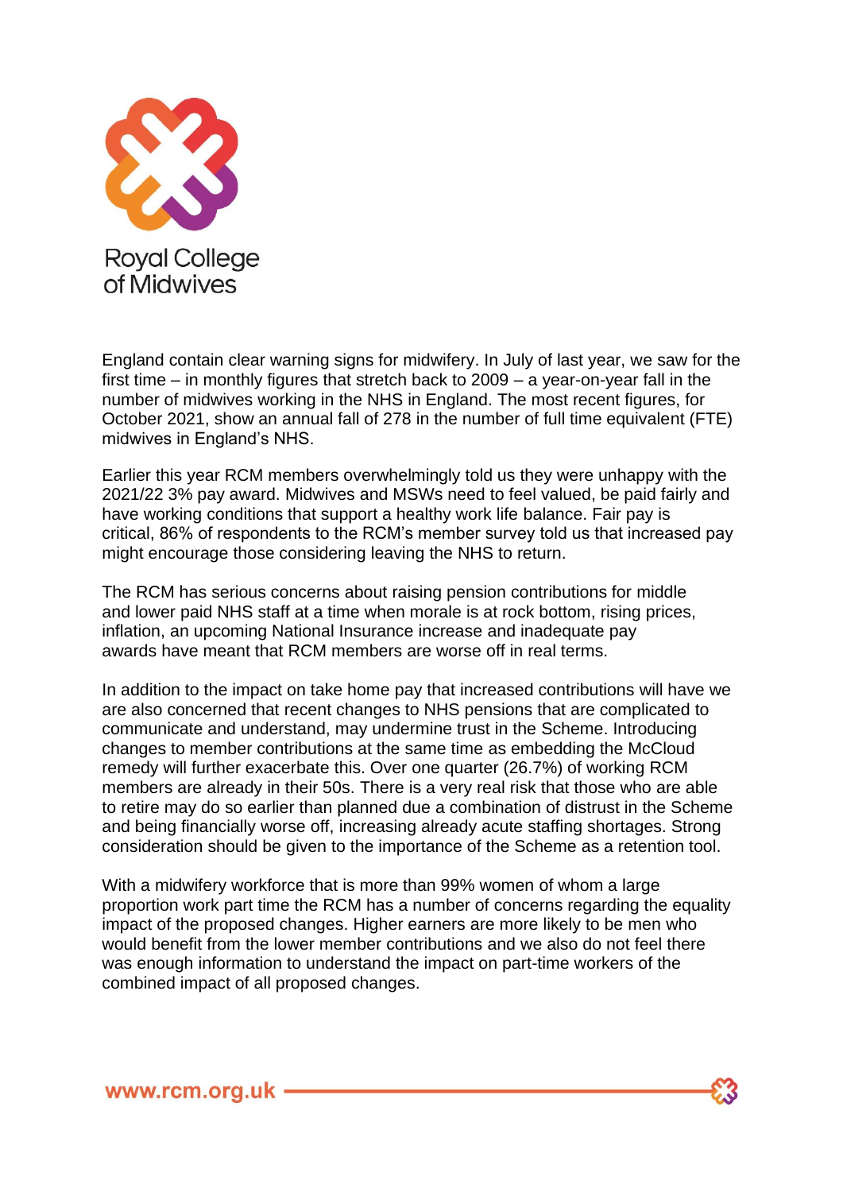England contain clear warning signs for midwifery. In July of last year, we saw for the first time – in monthly figures that stretch back to 2009 – a year-on-year fall in the number of midwives working in the NHS in England. The most recent figures, for October 2021, show an annual fall of 278 in the number of full time equivalent (FTE) midwives in England's NHS.

Earlier this year RCM members overwhelmingly told us they were unhappy with the 2021/22 3% pay award. Midwives and MSWs need to feel valued, be paid fairly and have working conditions that support a healthy work life balance. Fair pay is critical, 86% of respondents to the RCM's member survey told us that increased pay might encourage those considering leaving the NHS to return.

The RCM has serious concerns about raising pension contributions for middle and lower paid NHS staff at a time when morale is at rock bottom, rising prices, inflation, an upcoming National Insurance increase and inadequate pay awards have meant that RCM members are worse off in real terms.

In addition to the impact on take home pay that increased contributions will have we are also concerned that recent changes to NHS pensions that are complicated to communicate and understand, may undermine trust in the Scheme. Introducing changes to member contributions at the same time as embedding the McCloud remedy will further exacerbate this. Over one quarter (26.7%) of working RCM members are already in their 50s. There is a very real risk that those who are able to retire may do so earlier than planned due a combination of distrust in the Scheme and being financially worse off, increasing already acute staffing shortages. Strong consideration should be given to the importance of the Scheme as a retention tool.

With a midwifery workforce that is more than 99% women of whom a large proportion work part time the RCM has a number of concerns regarding the equality impact of the proposed changes. Higher earners are more likely to be men who would benefit from the lower member contributions and we also do not feel there was enough information to understand the impact on part-time workers of the combined impact of all proposed changes.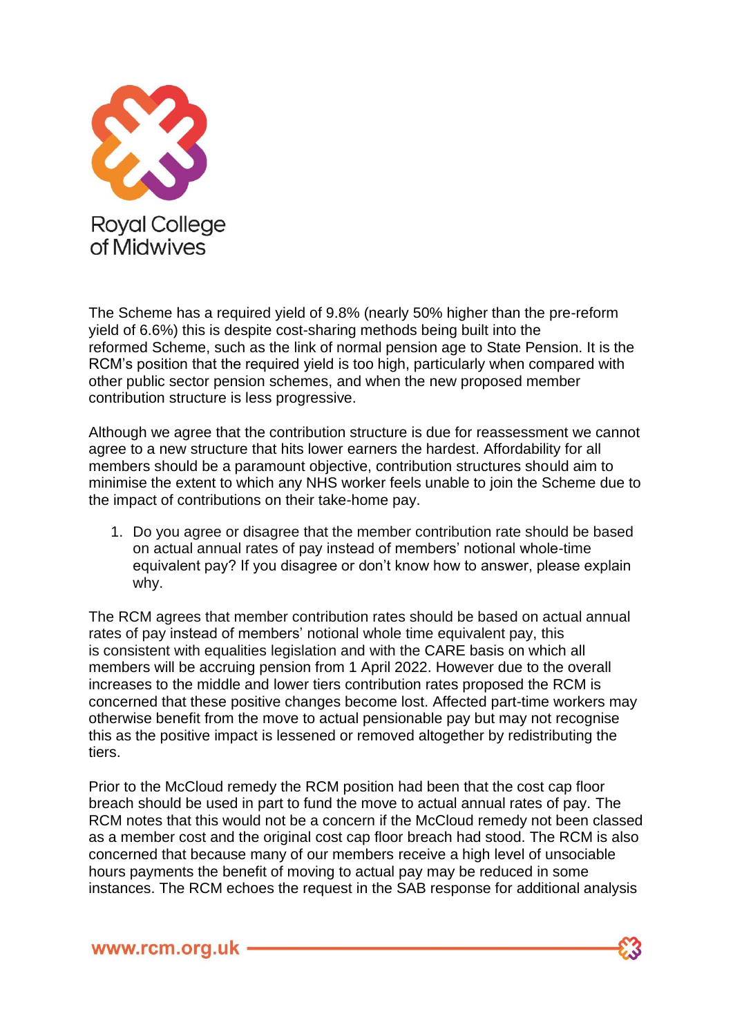The Scheme has a required yield of 9.8% (nearly 50% higher than the pre-reform yield of 6.6%) this is despite cost-sharing methods being built into the reformed Scheme, such as the link of normal pension age to State Pension. It is the RCM's position that the required yield is too high, particularly when compared with other public sector pension schemes, and when the new proposed member contribution structure is less progressive.

Although we agree that the contribution structure is due for reassessment we cannot agree to a new structure that hits lower earners the hardest. Affordability for all members should be a paramount objective, contribution structures should aim to minimise the extent to which any NHS worker feels unable to join the Scheme due to the impact of contributions on their take-home pay.

1. Do you agree or disagree that the member contribution rate should be based on actual annual rates of pay instead of members' notional whole-time equivalent pay? If you disagree or don't know how to answer, please explain why.

The RCM agrees that member contribution rates should be based on actual annual rates of pay instead of members' notional whole time equivalent pay, this is consistent with equalities legislation and with the CARE basis on which all members will be accruing pension from 1 April 2022. However due to the overall increases to the middle and lower tiers contribution rates proposed the RCM is concerned that these positive changes become lost. Affected part-time workers may otherwise benefit from the move to actual pensionable pay but may not recognise this as the positive impact is lessened or removed altogether by redistributing the tiers.

Prior to the McCloud remedy the RCM position had been that the cost cap floor breach should be used in part to fund the move to actual annual rates of pay. The RCM notes that this would not be a concern if the McCloud remedy not been classed as a member cost and the original cost cap floor breach had stood. The RCM is also concerned that because many of our members receive a high level of unsociable hours payments the benefit of moving to actual pay may be reduced in some instances. The RCM echoes the request in the SAB response for additional analysis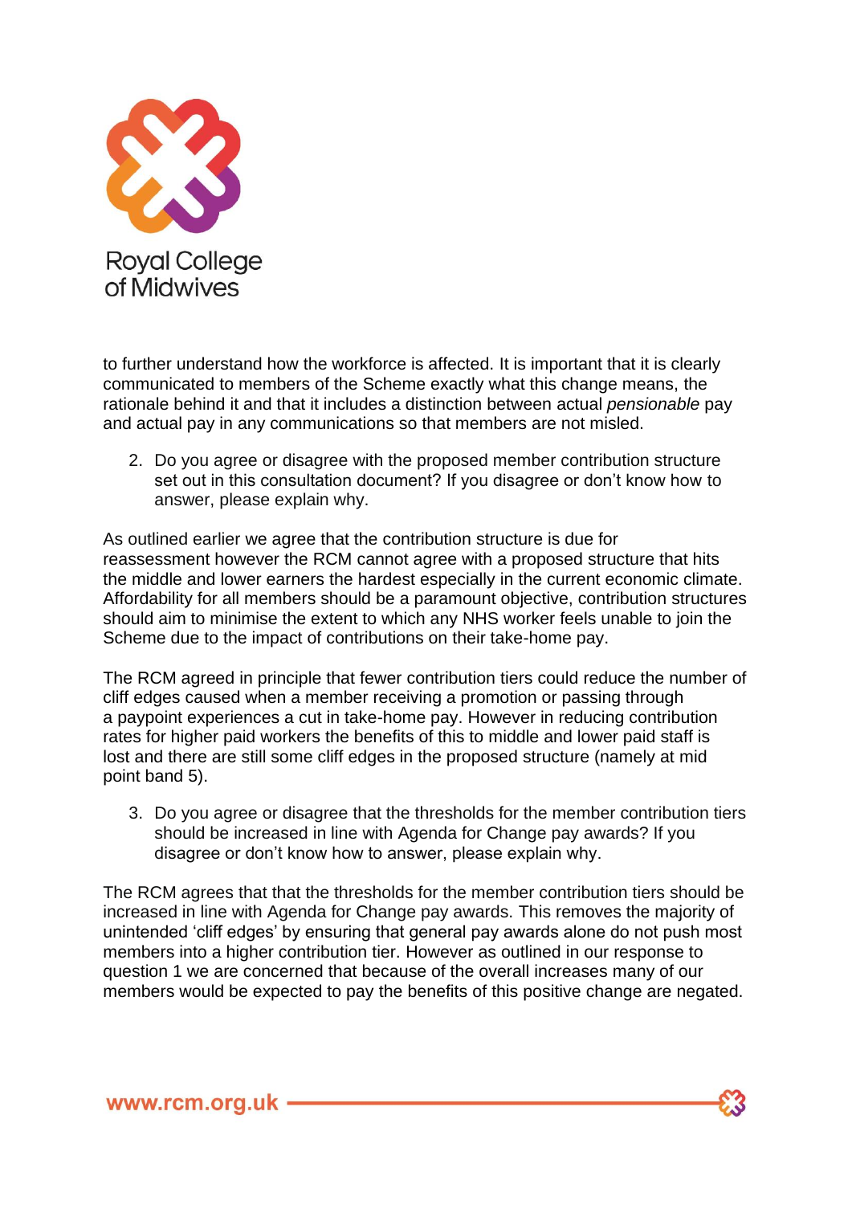to further understand how the workforce is affected. It is important that it is clearly communicated to members of the Scheme exactly what this change means, the rationale behind it and that it includes a distinction between actual *pensionable* pay and actual pay in any communications so that members are not misled.

2. Do you agree or disagree with the proposed member contribution structure set out in this consultation document? If you disagree or don't know how to answer, please explain why.

As outlined earlier we agree that the contribution structure is due for reassessment however the RCM cannot agree with a proposed structure that hits the middle and lower earners the hardest especially in the current economic climate. Affordability for all members should be a paramount objective, contribution structures should aim to minimise the extent to which any NHS worker feels unable to join the Scheme due to the impact of contributions on their take-home pay.

The RCM agreed in principle that fewer contribution tiers could reduce the number of cliff edges caused when a member receiving a promotion or passing through a paypoint experiences a cut in take-home pay. However in reducing contribution rates for higher paid workers the benefits of this to middle and lower paid staff is lost and there are still some cliff edges in the proposed structure (namely at mid point band 5).

3. Do you agree or disagree that the thresholds for the member contribution tiers should be increased in line with Agenda for Change pay awards? If you disagree or don't know how to answer, please explain why.

The RCM agrees that that the thresholds for the member contribution tiers should be increased in line with Agenda for Change pay awards. This removes the majority of unintended 'cliff edges' by ensuring that general pay awards alone do not push most members into a higher contribution tier. However as outlined in our response to question 1 we are concerned that because of the overall increases many of our members would be expected to pay the benefits of this positive change are negated.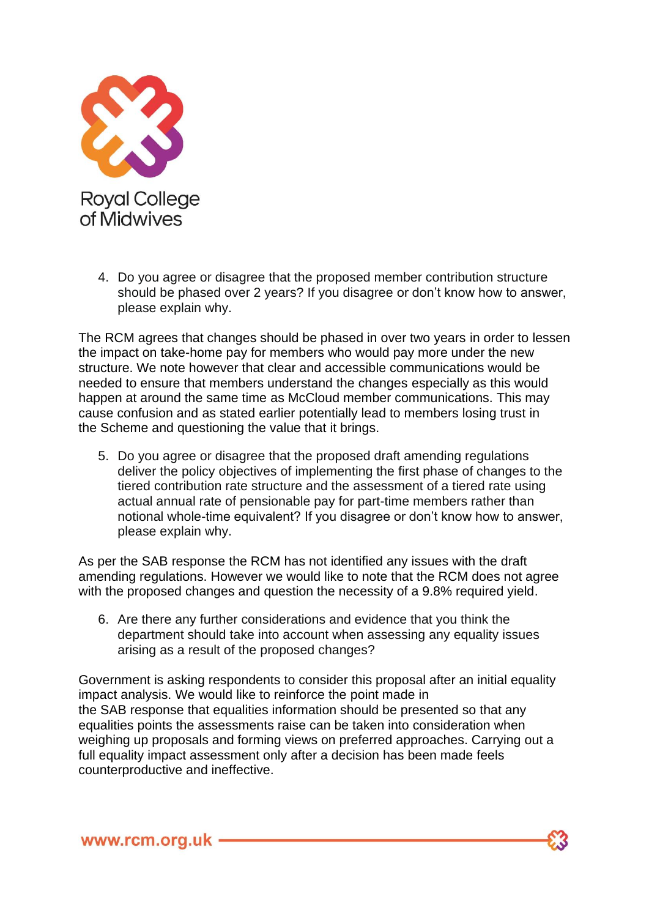4. Do you agree or disagree that the proposed member contribution structure should be phased over 2 years? If you disagree or don't know how to answer, please explain why.

The RCM agrees that changes should be phased in over two years in order to lessen the impact on take-home pay for members who would pay more under the new structure. We note however that clear and accessible communications would be needed to ensure that members understand the changes especially as this would happen at around the same time as McCloud member communications. This may cause confusion and as stated earlier potentially lead to members losing trust in the Scheme and questioning the value that it brings.

5. Do you agree or disagree that the proposed draft amending regulations deliver the policy objectives of implementing the first phase of changes to the tiered contribution rate structure and the assessment of a tiered rate using actual annual rate of pensionable pay for part-time members rather than notional whole-time equivalent? If you disagree or don't know how to answer, please explain why.

As per the SAB response the RCM has not identified any issues with the draft amending regulations. However we would like to note that the RCM does not agree with the proposed changes and question the necessity of a 9.8% required yield.

6. Are there any further considerations and evidence that you think the department should take into account when assessing any equality issues arising as a result of the proposed changes?

Government is asking respondents to consider this proposal after an initial equality impact analysis. We would like to reinforce the point made in the SAB response that equalities information should be presented so that any equalities points the assessments raise can be taken into consideration when weighing up proposals and forming views on preferred approaches. Carrying out a full equality impact assessment only after a decision has been made feels counterproductive and ineffective.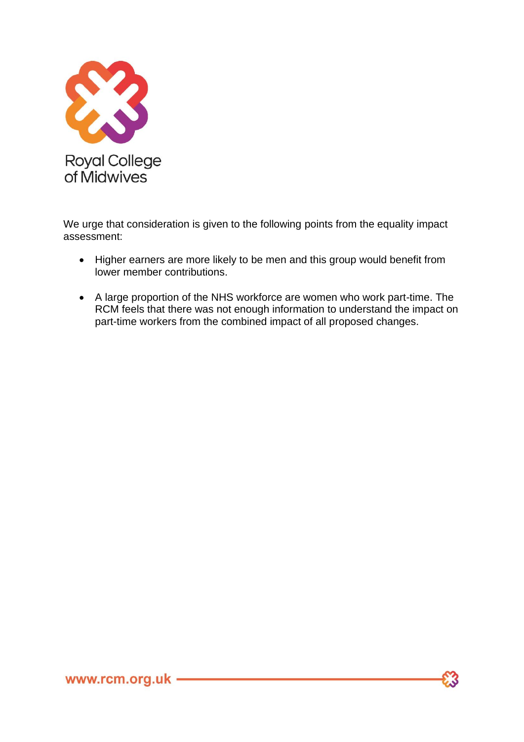We urge that consideration is given to the following points from the equality impact assessment:

- Higher earners are more likely to be men and this group would benefit from lower member contributions.

- A large proportion of the NHS workforce are women who work part-time. The RCM feels that there was not enough information to understand the impact on part-time workers from the combined impact of all proposed changes.